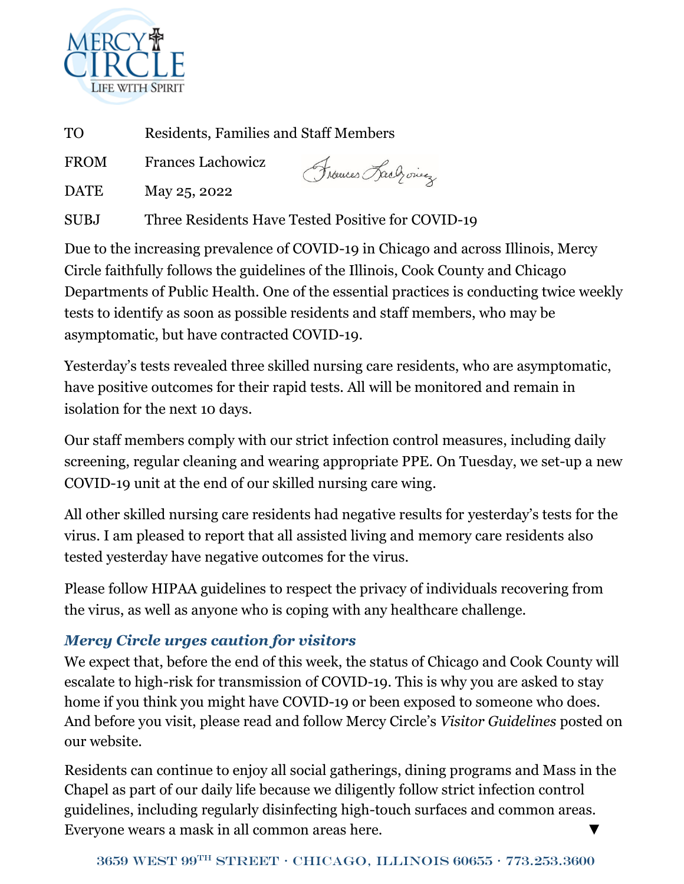TO Residents, Families and Staff Members

FROM Frances Lachowicz

DATE May 25, 2022

SUBJ Three Residents Have Tested Positive for COVID-19

Due to the increasing prevalence of COVID-19 in Chicago and across Illinois, Mercy Circle faithfully follows the guidelines of the Illinois, Cook County and Chicago Departments of Public Health. One of the essential practices is conducting twice weekly tests to identify as soon as possible residents and staff members, who may be asymptomatic, but have contracted COVID-19.

Yesterday's tests revealed three skilled nursing care residents, who are asymptomatic, have positive outcomes for their rapid tests. All will be monitored and remain in isolation for the next 10 days.

Our staff members comply with our strict infection control measures, including daily screening, regular cleaning and wearing appropriate PPE. On Tuesday, we set-up a new COVID-19 unit at the end of our skilled nursing care wing.

All other skilled nursing care residents had negative results for yesterday's tests for the virus. I am pleased to report that all assisted living and memory care residents also tested yesterday have negative outcomes for the virus.

Please follow HIPAA guidelines to respect the privacy of individuals recovering from the virus, as well as anyone who is coping with any healthcare challenge.

### *Mercy Circle urges caution for visitors*

We expect that, before the end of this week, the status of Chicago and Cook County will escalate to high-risk for transmission of COVID-19. This is why you are asked to stay home if you think you might have COVID-19 or been exposed to someone who does. And before you visit, please read and follow Mercy Circle's *Visitor Guidelines* posted on our website.

Residents can continue to enjoy all social gatherings, dining programs and Mass in the Chapel as part of our daily life because we diligently follow strict infection control guidelines, including regularly disinfecting high-touch surfaces and common areas. Everyone wears a mask in all common areas here. ▼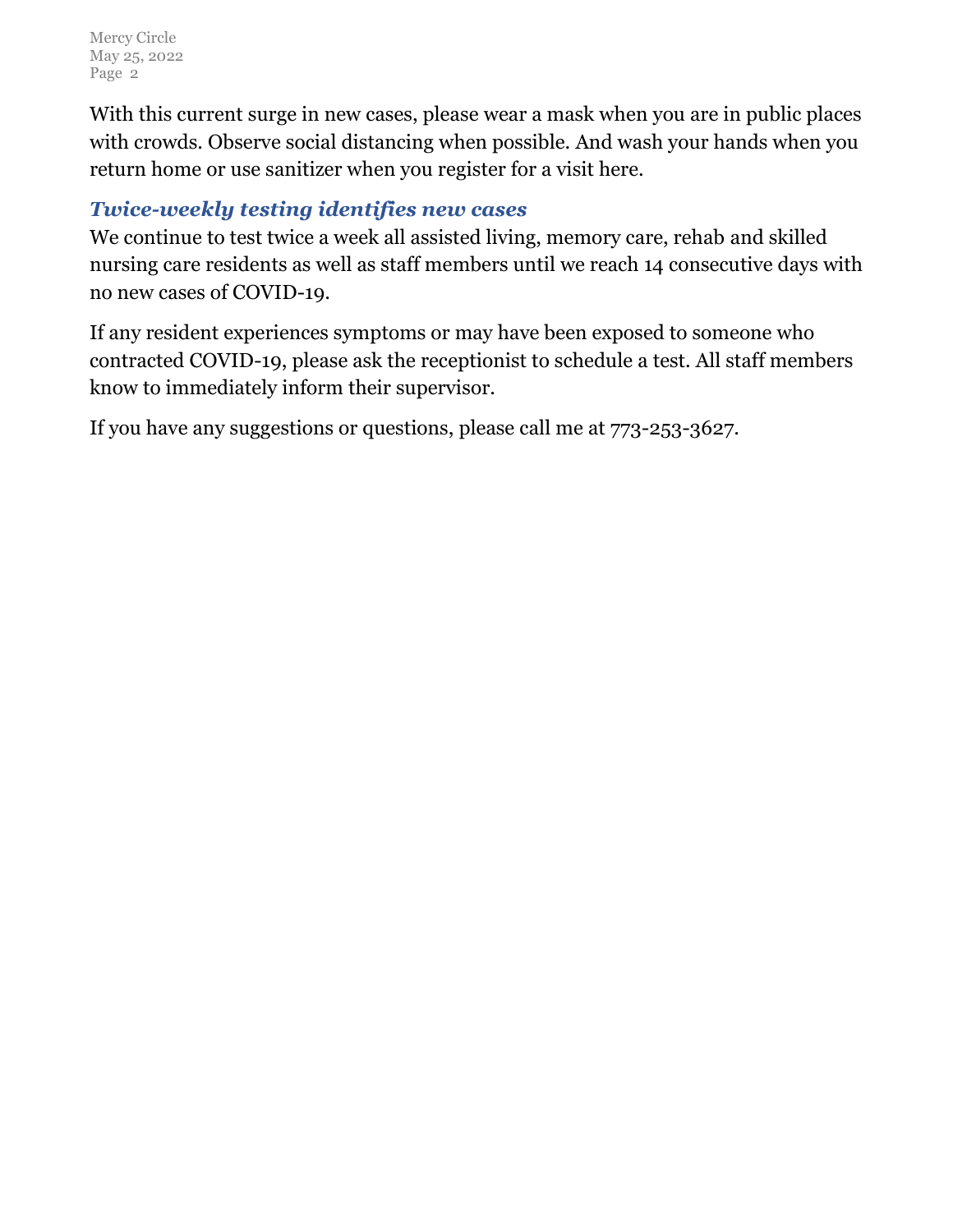With this current surge in new cases, please wear a mask when you are in public places with crowds. Observe social distancing when possible. And wash your hands when you return home or use sanitizer when you register for a visit here.

### *Twice-weekly testing identifies new cases*

We continue to test twice a week all assisted living, memory care, rehab and skilled nursing care residents as well as staff members until we reach 14 consecutive days with no new cases of COVID-19.

If any resident experiences symptoms or may have been exposed to someone who contracted COVID-19, please ask the receptionist to schedule a test. All staff members know to immediately inform their supervisor.

If you have any suggestions or questions, please call me at 773-253-3627.